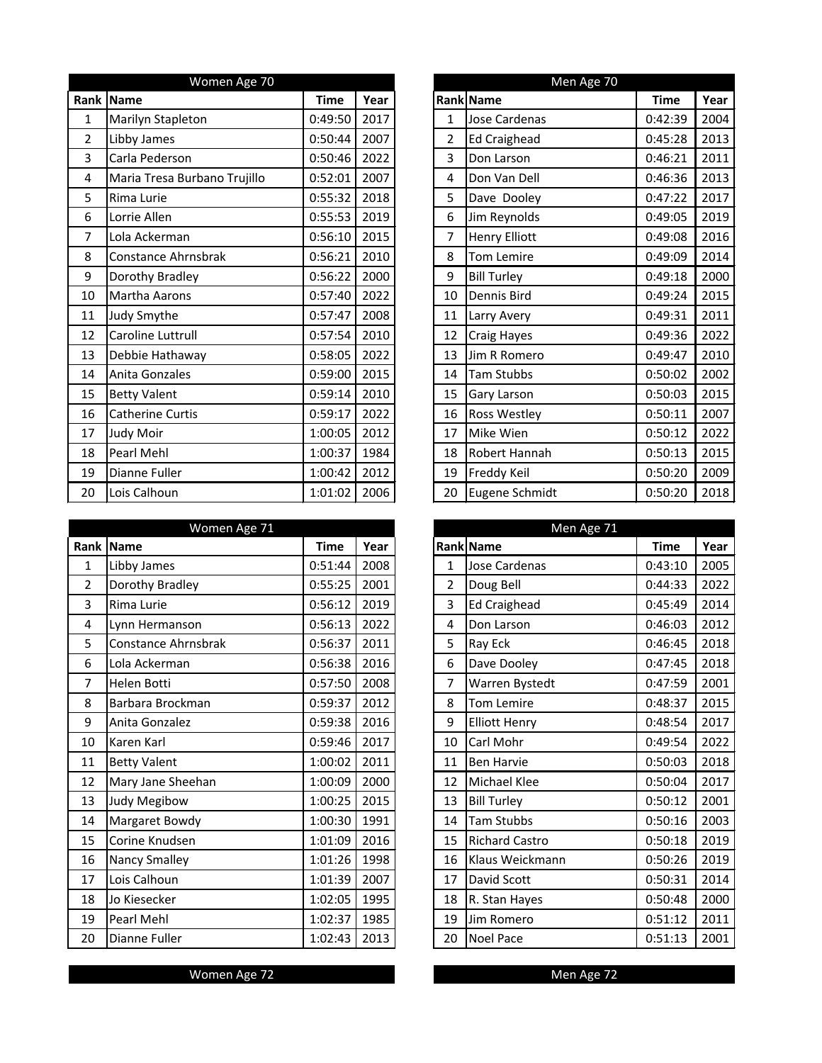## Women Age 70

| Rank | Name | Time | Year |
|---|---|---|---|
| 1 | Marilyn Stapleton | 0:49:50 | 2017 |
| 2 | Libby James | 0:50:44 | 2007 |
| 3 | Carla Pederson | 0:50:46 | 2022 |
| 4 | Maria Tresa Burbano Trujillo | 0:52:01 | 2007 |
| 5 | Rima Lurie | 0:55:32 | 2018 |
| 6 | Lorrie Allen | 0:55:53 | 2019 |
| 7 | Lola Ackerman | 0:56:10 | 2015 |
| 8 | Constance Ahrnsbrak | 0:56:21 | 2010 |
| 9 | Dorothy Bradley | 0:56:22 | 2000 |
| 10 | Martha Aarons | 0:57:40 | 2022 |
| 11 | Judy Smythe | 0:57:47 | 2008 |
| 12 | Caroline Luttrull | 0:57:54 | 2010 |
| 13 | Debbie Hathaway | 0:58:05 | 2022 |
| 14 | Anita Gonzales | 0:59:00 | 2015 |
| 15 | Betty Valent | 0:59:14 | 2010 |
| 16 | Catherine Curtis | 0:59:17 | 2022 |
| 17 | Judy Moir | 1:00:05 | 2012 |
| 18 | Pearl Mehl | 1:00:37 | 1984 |
| 19 | Dianne Fuller | 1:00:42 | 2012 |
| 20 | Lois Calhoun | 1:01:02 | 2006 |

## Men Age 70

| Rank | Name | Time | Year |
|---|---|---|---|
| 1 | Jose Cardenas | 0:42:39 | 2004 |
| 2 | Ed Craighead | 0:45:28 | 2013 |
| 3 | Don Larson | 0:46:21 | 2011 |
| 4 | Don Van Dell | 0:46:36 | 2013 |
| 5 | Dave Dooley | 0:47:22 | 2017 |
| 6 | Jim Reynolds | 0:49:05 | 2019 |
| 7 | Henry Elliott | 0:49:08 | 2016 |
| 8 | Tom Lemire | 0:49:09 | 2014 |
| 9 | Bill Turley | 0:49:18 | 2000 |
| 10 | Dennis Bird | 0:49:24 | 2015 |
| 11 | Larry Avery | 0:49:31 | 2011 |
| 12 | Craig Hayes | 0:49:36 | 2022 |
| 13 | Jim R Romero | 0:49:47 | 2010 |
| 14 | Tam Stubbs | 0:50:02 | 2002 |
| 15 | Gary Larson | 0:50:03 | 2015 |
| 16 | Ross Westley | 0:50:11 | 2007 |
| 17 | Mike Wien | 0:50:12 | 2022 |
| 18 | Robert Hannah | 0:50:13 | 2015 |
| 19 | Freddy Keil | 0:50:20 | 2009 |
| 20 | Eugene Schmidt | 0:50:20 | 2018 |

## Women Age 71

| Rank | Name | Time | Year |
|---|---|---|---|
| 1 | Libby James | 0:51:44 | 2008 |
| 2 | Dorothy Bradley | 0:55:25 | 2001 |
| 3 | Rima Lurie | 0:56:12 | 2019 |
| 4 | Lynn Hermanson | 0:56:13 | 2022 |
| 5 | Constance Ahrnsbrak | 0:56:37 | 2011 |
| 6 | Lola Ackerman | 0:56:38 | 2016 |
| 7 | Helen Botti | 0:57:50 | 2008 |
| 8 | Barbara Brockman | 0:59:37 | 2012 |
| 9 | Anita Gonzalez | 0:59:38 | 2016 |
| 10 | Karen Karl | 0:59:46 | 2017 |
| 11 | Betty Valent | 1:00:02 | 2011 |
| 12 | Mary Jane Sheehan | 1:00:09 | 2000 |
| 13 | Judy Megibow | 1:00:25 | 2015 |
| 14 | Margaret Bowdy | 1:00:30 | 1991 |
| 15 | Corine Knudsen | 1:01:09 | 2016 |
| 16 | Nancy Smalley | 1:01:26 | 1998 |
| 17 | Lois Calhoun | 1:01:39 | 2007 |
| 18 | Jo Kiesecker | 1:02:05 | 1995 |
| 19 | Pearl Mehl | 1:02:37 | 1985 |
| 20 | Dianne Fuller | 1:02:43 | 2013 |

## Men Age 71

| Rank | Name | Time | Year |
|---|---|---|---|
| 1 | Jose Cardenas | 0:43:10 | 2005 |
| 2 | Doug Bell | 0:44:33 | 2022 |
| 3 | Ed Craighead | 0:45:49 | 2014 |
| 4 | Don Larson | 0:46:03 | 2012 |
| 5 | Ray Eck | 0:46:45 | 2018 |
| 6 | Dave Dooley | 0:47:45 | 2018 |
| 7 | Warren Bystedt | 0:47:59 | 2001 |
| 8 | Tom Lemire | 0:48:37 | 2015 |
| 9 | Elliott Henry | 0:48:54 | 2017 |
| 10 | Carl Mohr | 0:49:54 | 2022 |
| 11 | Ben Harvie | 0:50:03 | 2018 |
| 12 | Michael Klee | 0:50:04 | 2017 |
| 13 | Bill Turley | 0:50:12 | 2001 |
| 14 | Tam Stubbs | 0:50:16 | 2003 |
| 15 | Richard Castro | 0:50:18 | 2019 |
| 16 | Klaus Weickmann | 0:50:26 | 2019 |
| 17 | David Scott | 0:50:31 | 2014 |
| 18 | R. Stan Hayes | 0:50:48 | 2000 |
| 19 | Jim Romero | 0:51:12 | 2011 |
| 20 | Noel Pace | 0:51:13 | 2001 |

## Women Age 72

## Men Age 72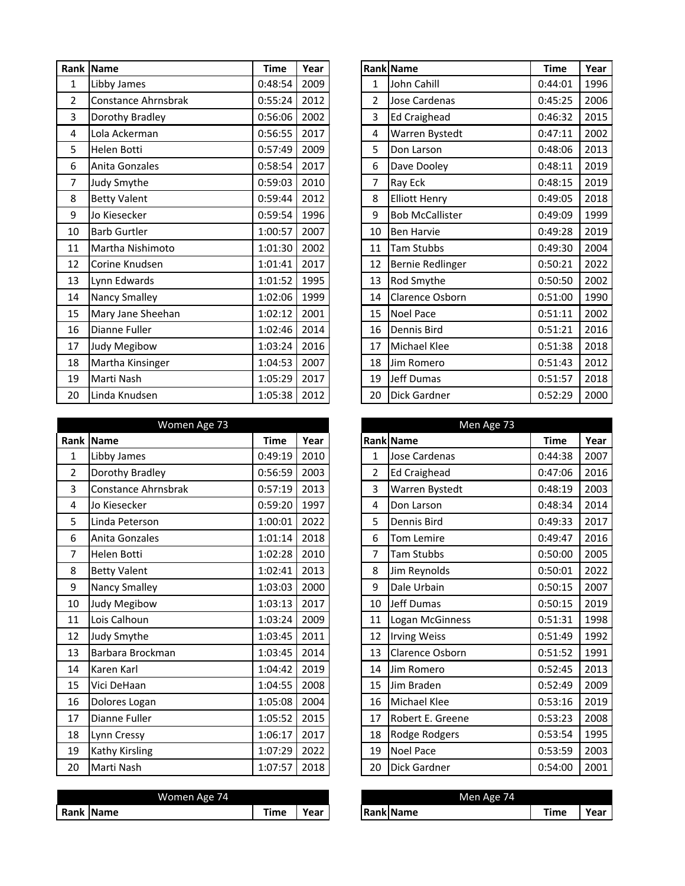| Rank | Name | Time | Year |
|---|---|---|---|
| 1 | Libby James | 0:48:54 | 2009 |
| 2 | Constance Ahrnsbrak | 0:55:24 | 2012 |
| 3 | Dorothy Bradley | 0:56:06 | 2002 |
| 4 | Lola Ackerman | 0:56:55 | 2017 |
| 5 | Helen Botti | 0:57:49 | 2009 |
| 6 | Anita Gonzales | 0:58:54 | 2017 |
| 7 | Judy Smythe | 0:59:03 | 2010 |
| 8 | Betty Valent | 0:59:44 | 2012 |
| 9 | Jo Kiesecker | 0:59:54 | 1996 |
| 10 | Barb Gurtler | 1:00:57 | 2007 |
| 11 | Martha Nishimoto | 1:01:30 | 2002 |
| 12 | Corine Knudsen | 1:01:41 | 2017 |
| 13 | Lynn Edwards | 1:01:52 | 1995 |
| 14 | Nancy Smalley | 1:02:06 | 1999 |
| 15 | Mary Jane Sheehan | 1:02:12 | 2001 |
| 16 | Dianne Fuller | 1:02:46 | 2014 |
| 17 | Judy Megibow | 1:03:24 | 2016 |
| 18 | Martha Kinsinger | 1:04:53 | 2007 |
| 19 | Marti Nash | 1:05:29 | 2017 |
| 20 | Linda Knudsen | 1:05:38 | 2012 |

| Rank | Name | Time | Year |
|---|---|---|---|
| 1 | John Cahill | 0:44:01 | 1996 |
| 2 | Jose Cardenas | 0:45:25 | 2006 |
| 3 | Ed Craighead | 0:46:32 | 2015 |
| 4 | Warren Bystedt | 0:47:11 | 2002 |
| 5 | Don Larson | 0:48:06 | 2013 |
| 6 | Dave Dooley | 0:48:11 | 2019 |
| 7 | Ray Eck | 0:48:15 | 2019 |
| 8 | Elliott Henry | 0:49:05 | 2018 |
| 9 | Bob McCallister | 0:49:09 | 1999 |
| 10 | Ben Harvie | 0:49:28 | 2019 |
| 11 | Tam Stubbs | 0:49:30 | 2004 |
| 12 | Bernie Redlinger | 0:50:21 | 2022 |
| 13 | Rod Smythe | 0:50:50 | 2002 |
| 14 | Clarence Osborn | 0:51:00 | 1990 |
| 15 | Noel Pace | 0:51:11 | 2002 |
| 16 | Dennis Bird | 0:51:21 | 2016 |
| 17 | Michael Klee | 0:51:38 | 2018 |
| 18 | Jim Romero | 0:51:43 | 2012 |
| 19 | Jeff Dumas | 0:51:57 | 2018 |
| 20 | Dick Gardner | 0:52:29 | 2000 |

## Women Age 73

| Rank | Name | Time | Year |
|---|---|---|---|
| 1 | Libby James | 0:49:19 | 2010 |
| 2 | Dorothy Bradley | 0:56:59 | 2003 |
| 3 | Constance Ahrnsbrak | 0:57:19 | 2013 |
| 4 | Jo Kiesecker | 0:59:20 | 1997 |
| 5 | Linda Peterson | 1:00:01 | 2022 |
| 6 | Anita Gonzales | 1:01:14 | 2018 |
| 7 | Helen Botti | 1:02:28 | 2010 |
| 8 | Betty Valent | 1:02:41 | 2013 |
| 9 | Nancy Smalley | 1:03:03 | 2000 |
| 10 | Judy Megibow | 1:03:13 | 2017 |
| 11 | Lois Calhoun | 1:03:24 | 2009 |
| 12 | Judy Smythe | 1:03:45 | 2011 |
| 13 | Barbara Brockman | 1:03:45 | 2014 |
| 14 | Karen Karl | 1:04:42 | 2019 |
| 15 | Vici DeHaan | 1:04:55 | 2008 |
| 16 | Dolores Logan | 1:05:08 | 2004 |
| 17 | Dianne Fuller | 1:05:52 | 2015 |
| 18 | Lynn Cressy | 1:06:17 | 2017 |
| 19 | Kathy Kirsling | 1:07:29 | 2022 |
| 20 | Marti Nash | 1:07:57 | 2018 |

## Men Age 73

| Rank | Name | Time | Year |
|---|---|---|---|
| 1 | Jose Cardenas | 0:44:38 | 2007 |
| 2 | Ed Craighead | 0:47:06 | 2016 |
| 3 | Warren Bystedt | 0:48:19 | 2003 |
| 4 | Don Larson | 0:48:34 | 2014 |
| 5 | Dennis Bird | 0:49:33 | 2017 |
| 6 | Tom Lemire | 0:49:47 | 2016 |
| 7 | Tam Stubbs | 0:50:00 | 2005 |
| 8 | Jim Reynolds | 0:50:01 | 2022 |
| 9 | Dale Urbain | 0:50:15 | 2007 |
| 10 | Jeff Dumas | 0:50:15 | 2019 |
| 11 | Logan McGinness | 0:51:31 | 1998 |
| 12 | Irving Weiss | 0:51:49 | 1992 |
| 13 | Clarence Osborn | 0:51:52 | 1991 |
| 14 | Jim Romero | 0:52:45 | 2013 |
| 15 | Jim Braden | 0:52:49 | 2009 |
| 16 | Michael Klee | 0:53:16 | 2019 |
| 17 | Robert E. Greene | 0:53:23 | 2008 |
| 18 | Rodge Rodgers | 0:53:54 | 1995 |
| 19 | Noel Pace | 0:53:59 | 2003 |
| 20 | Dick Gardner | 0:54:00 | 2001 |

## Women Age 74

| Rank | Name | Time | Year |
|---|---|---|---|

## Men Age 74

| Rank | Name | Time | Year |
|---|---|---|---|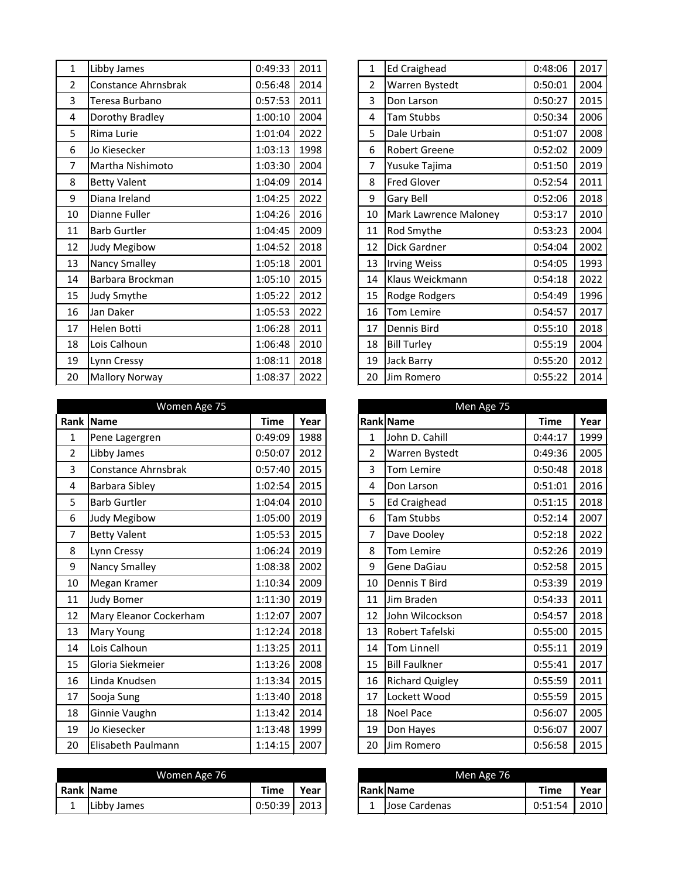| Rank | Name | Time | Year |
|---|---|---|---|
| 1 | Libby James | 0:49:33 | 2011 |
| 2 | Constance Ahrnsbrak | 0:56:48 | 2014 |
| 3 | Teresa Burbano | 0:57:53 | 2011 |
| 4 | Dorothy Bradley | 1:00:10 | 2004 |
| 5 | Rima Lurie | 1:01:04 | 2022 |
| 6 | Jo Kiesecker | 1:03:13 | 1998 |
| 7 | Martha Nishimoto | 1:03:30 | 2004 |
| 8 | Betty Valent | 1:04:09 | 2014 |
| 9 | Diana Ireland | 1:04:25 | 2022 |
| 10 | Dianne Fuller | 1:04:26 | 2016 |
| 11 | Barb Gurtler | 1:04:45 | 2009 |
| 12 | Judy Megibow | 1:04:52 | 2018 |
| 13 | Nancy Smalley | 1:05:18 | 2001 |
| 14 | Barbara Brockman | 1:05:10 | 2015 |
| 15 | Judy Smythe | 1:05:22 | 2012 |
| 16 | Jan Daker | 1:05:53 | 2022 |
| 17 | Helen Botti | 1:06:28 | 2011 |
| 18 | Lois Calhoun | 1:06:48 | 2010 |
| 19 | Lynn Cressy | 1:08:11 | 2018 |
| 20 | Mallory Norway | 1:08:37 | 2022 |

| Rank | Name | Time | Year |
|---|---|---|---|
| 1 | Ed Craighead | 0:48:06 | 2017 |
| 2 | Warren Bystedt | 0:50:01 | 2004 |
| 3 | Don Larson | 0:50:27 | 2015 |
| 4 | Tam Stubbs | 0:50:34 | 2006 |
| 5 | Dale Urbain | 0:51:07 | 2008 |
| 6 | Robert Greene | 0:52:02 | 2009 |
| 7 | Yusuke Tajima | 0:51:50 | 2019 |
| 8 | Fred Glover | 0:52:54 | 2011 |
| 9 | Gary Bell | 0:52:06 | 2018 |
| 10 | Mark Lawrence Maloney | 0:53:17 | 2010 |
| 11 | Rod Smythe | 0:53:23 | 2004 |
| 12 | Dick Gardner | 0:54:04 | 2002 |
| 13 | Irving Weiss | 0:54:05 | 1993 |
| 14 | Klaus Weickmann | 0:54:18 | 2022 |
| 15 | Rodge Rodgers | 0:54:49 | 1996 |
| 16 | Tom Lemire | 0:54:57 | 2017 |
| 17 | Dennis Bird | 0:55:10 | 2018 |
| 18 | Bill Turley | 0:55:19 | 2004 |
| 19 | Jack Barry | 0:55:20 | 2012 |
| 20 | Jim Romero | 0:55:22 | 2014 |

| Women Age 75 | | | |
|---|---|---|---|
| Rank | Name | Time | Year |
| 1 | Pene Lagergren | 0:49:09 | 1988 |
| 2 | Libby James | 0:50:07 | 2012 |
| 3 | Constance Ahrnsbrak | 0:57:40 | 2015 |
| 4 | Barbara Sibley | 1:02:54 | 2015 |
| 5 | Barb Gurtler | 1:04:04 | 2010 |
| 6 | Judy Megibow | 1:05:00 | 2019 |
| 7 | Betty Valent | 1:05:53 | 2015 |
| 8 | Lynn Cressy | 1:06:24 | 2019 |
| 9 | Nancy Smalley | 1:08:38 | 2002 |
| 10 | Megan Kramer | 1:10:34 | 2009 |
| 11 | Judy Bomer | 1:11:30 | 2019 |
| 12 | Mary Eleanor Cockerham | 1:12:07 | 2007 |
| 13 | Mary Young | 1:12:24 | 2018 |
| 14 | Lois Calhoun | 1:13:25 | 2011 |
| 15 | Gloria Siekmeier | 1:13:26 | 2008 |
| 16 | Linda Knudsen | 1:13:34 | 2015 |
| 17 | Sooja Sung | 1:13:40 | 2018 |
| 18 | Ginnie Vaughn | 1:13:42 | 2014 |
| 19 | Jo Kiesecker | 1:13:48 | 1999 |
| 20 | Elisabeth Paulmann | 1:14:15 | 2007 |

| Men Age 75 | | | |
|---|---|---|---|
| Rank | Name | Time | Year |
| 1 | John D. Cahill | 0:44:17 | 1999 |
| 2 | Warren Bystedt | 0:49:36 | 2005 |
| 3 | Tom Lemire | 0:50:48 | 2018 |
| 4 | Don Larson | 0:51:01 | 2016 |
| 5 | Ed Craighead | 0:51:15 | 2018 |
| 6 | Tam Stubbs | 0:52:14 | 2007 |
| 7 | Dave Dooley | 0:52:18 | 2022 |
| 8 | Tom Lemire | 0:52:26 | 2019 |
| 9 | Gene DaGiau | 0:52:58 | 2015 |
| 10 | Dennis T Bird | 0:53:39 | 2019 |
| 11 | Jim Braden | 0:54:33 | 2011 |
| 12 | John Wilcockson | 0:54:57 | 2018 |
| 13 | Robert Tafelski | 0:55:00 | 2015 |
| 14 | Tom Linnell | 0:55:11 | 2019 |
| 15 | Bill Faulkner | 0:55:41 | 2017 |
| 16 | Richard Quigley | 0:55:59 | 2011 |
| 17 | Lockett Wood | 0:55:59 | 2015 |
| 18 | Noel Pace | 0:56:07 | 2005 |
| 19 | Don Hayes | 0:56:07 | 2007 |
| 20 | Jim Romero | 0:56:58 | 2015 |

| Women Age 76 | | | |
|---|---|---|---|
| Rank | Name | Time | Year |
| 1 | Libby James | 0:50:39 | 2013 |

| Men Age 76 | | | |
|---|---|---|---|
| Rank | Name | Time | Year |
| 1 | Jose Cardenas | 0:51:54 | 2010 |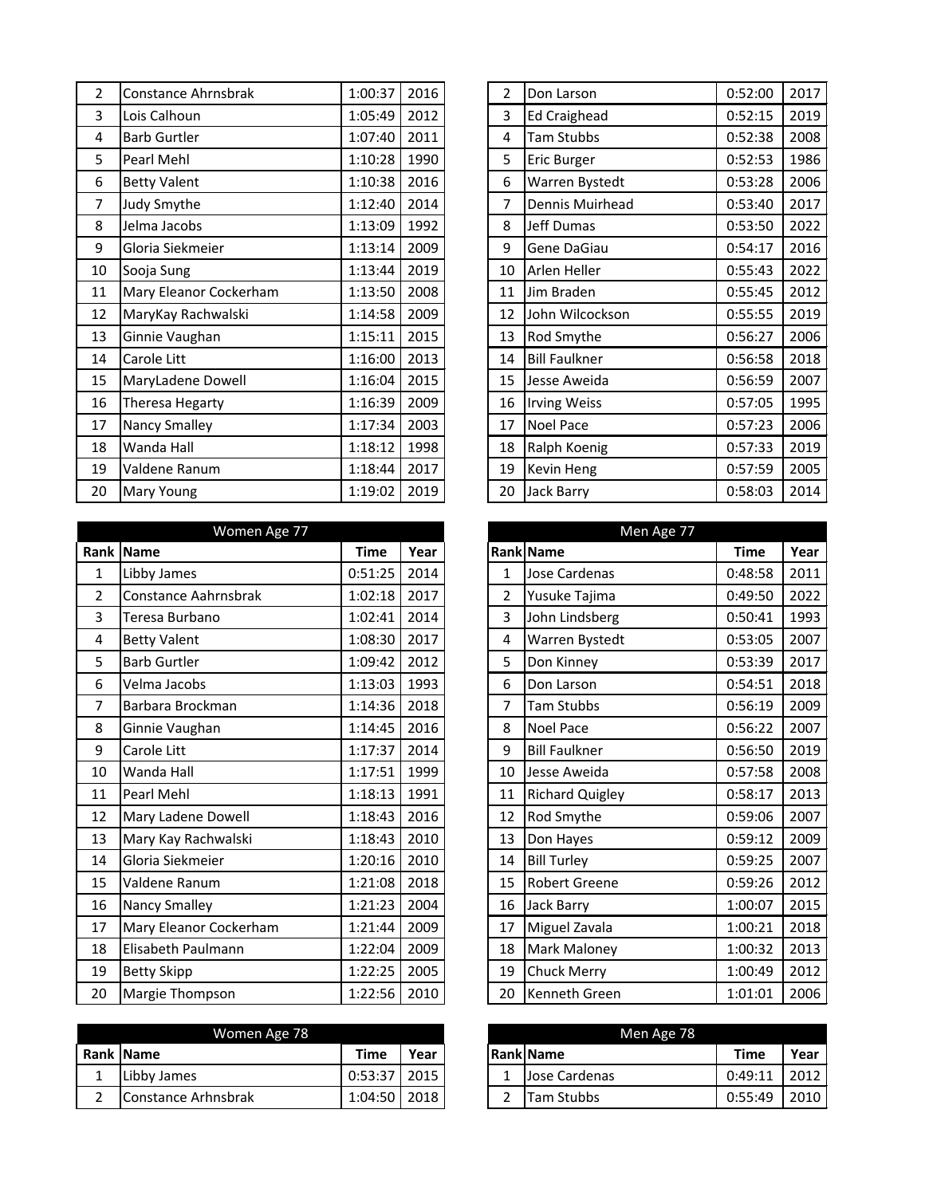| Rank | Name | Time | Year |
|---|---|---|---|
| 2 | Constance Ahrnsbrak | 1:00:37 | 2016 |
| 3 | Lois Calhoun | 1:05:49 | 2012 |
| 4 | Barb Gurtler | 1:07:40 | 2011 |
| 5 | Pearl Mehl | 1:10:28 | 1990 |
| 6 | Betty Valent | 1:10:38 | 2016 |
| 7 | Judy Smythe | 1:12:40 | 2014 |
| 8 | Jelma Jacobs | 1:13:09 | 1992 |
| 9 | Gloria Siekmeier | 1:13:14 | 2009 |
| 10 | Sooja Sung | 1:13:44 | 2019 |
| 11 | Mary Eleanor Cockerham | 1:13:50 | 2008 |
| 12 | MaryKay Rachwalski | 1:14:58 | 2009 |
| 13 | Ginnie Vaughan | 1:15:11 | 2015 |
| 14 | Carole Litt | 1:16:00 | 2013 |
| 15 | MaryLadene Dowell | 1:16:04 | 2015 |
| 16 | Theresa Hegarty | 1:16:39 | 2009 |
| 17 | Nancy Smalley | 1:17:34 | 2003 |
| 18 | Wanda Hall | 1:18:12 | 1998 |
| 19 | Valdene Ranum | 1:18:44 | 2017 |
| 20 | Mary Young | 1:19:02 | 2019 |

| Rank | Name | Time | Year |
|---|---|---|---|
| 2 | Don Larson | 0:52:00 | 2017 |
| 3 | Ed Craighead | 0:52:15 | 2019 |
| 4 | Tam Stubbs | 0:52:38 | 2008 |
| 5 | Eric Burger | 0:52:53 | 1986 |
| 6 | Warren Bystedt | 0:53:28 | 2006 |
| 7 | Dennis Muirhead | 0:53:40 | 2017 |
| 8 | Jeff Dumas | 0:53:50 | 2022 |
| 9 | Gene DaGiau | 0:54:17 | 2016 |
| 10 | Arlen Heller | 0:55:43 | 2022 |
| 11 | Jim Braden | 0:55:45 | 2012 |
| 12 | John Wilcockson | 0:55:55 | 2019 |
| 13 | Rod Smythe | 0:56:27 | 2006 |
| 14 | Bill Faulkner | 0:56:58 | 2018 |
| 15 | Jesse Aweida | 0:56:59 | 2007 |
| 16 | Irving Weiss | 0:57:05 | 1995 |
| 17 | Noel Pace | 0:57:23 | 2006 |
| 18 | Ralph Koenig | 0:57:33 | 2019 |
| 19 | Kevin Heng | 0:57:59 | 2005 |
| 20 | Jack Barry | 0:58:03 | 2014 |

| Women Age 77 | | | |
|---|---|---|---|
| **Rank** | **Name** | **Time** | **Year** |
| 1 | Libby James | 0:51:25 | 2014 |
| 2 | Constance Aahrnsbrak | 1:02:18 | 2017 |
| 3 | Teresa Burbano | 1:02:41 | 2014 |
| 4 | Betty Valent | 1:08:30 | 2017 |
| 5 | Barb Gurtler | 1:09:42 | 2012 |
| 6 | Velma Jacobs | 1:13:03 | 1993 |
| 7 | Barbara Brockman | 1:14:36 | 2018 |
| 8 | Ginnie Vaughan | 1:14:45 | 2016 |
| 9 | Carole Litt | 1:17:37 | 2014 |
| 10 | Wanda Hall | 1:17:51 | 1999 |
| 11 | Pearl Mehl | 1:18:13 | 1991 |
| 12 | Mary Ladene Dowell | 1:18:43 | 2016 |
| 13 | Mary Kay Rachwalski | 1:18:43 | 2010 |
| 14 | Gloria Siekmeier | 1:20:16 | 2010 |
| 15 | Valdene Ranum | 1:21:08 | 2018 |
| 16 | Nancy Smalley | 1:21:23 | 2004 |
| 17 | Mary Eleanor Cockerham | 1:21:44 | 2009 |
| 18 | Elisabeth Paulmann | 1:22:04 | 2009 |
| 19 | Betty Skipp | 1:22:25 | 2005 |
| 20 | Margie Thompson | 1:22:56 | 2010 |

| Men Age 77 | | | |
|---|---|---|---|
| **Rank** | **Name** | **Time** | **Year** |
| 1 | Jose Cardenas | 0:48:58 | 2011 |
| 2 | Yusuke Tajima | 0:49:50 | 2022 |
| 3 | John Lindsberg | 0:50:41 | 1993 |
| 4 | Warren Bystedt | 0:53:05 | 2007 |
| 5 | Don Kinney | 0:53:39 | 2017 |
| 6 | Don Larson | 0:54:51 | 2018 |
| 7 | Tam Stubbs | 0:56:19 | 2009 |
| 8 | Noel Pace | 0:56:22 | 2007 |
| 9 | Bill Faulkner | 0:56:50 | 2019 |
| 10 | Jesse Aweida | 0:57:58 | 2008 |
| 11 | Richard Quigley | 0:58:17 | 2013 |
| 12 | Rod Smythe | 0:59:06 | 2007 |
| 13 | Don Hayes | 0:59:12 | 2009 |
| 14 | Bill Turley | 0:59:25 | 2007 |
| 15 | Robert Greene | 0:59:26 | 2012 |
| 16 | Jack Barry | 1:00:07 | 2015 |
| 17 | Miguel Zavala | 1:00:21 | 2018 |
| 18 | Mark Maloney | 1:00:32 | 2013 |
| 19 | Chuck Merry | 1:00:49 | 2012 |
| 20 | Kenneth Green | 1:01:01 | 2006 |

| Women Age 78 | | | |
|---|---|---|---|
| **Rank** | **Name** | **Time** | **Year** |
| 1 | Libby James | 0:53:37 | 2015 |
| 2 | Constance Arhnsbrak | 1:04:50 | 2018 |

| Men Age 78 | | | |
|---|---|---|---|
| **Rank** | **Name** | **Time** | **Year** |
| 1 | Jose Cardenas | 0:49:11 | 2012 |
| 2 | Tam Stubbs | 0:55:49 | 2010 |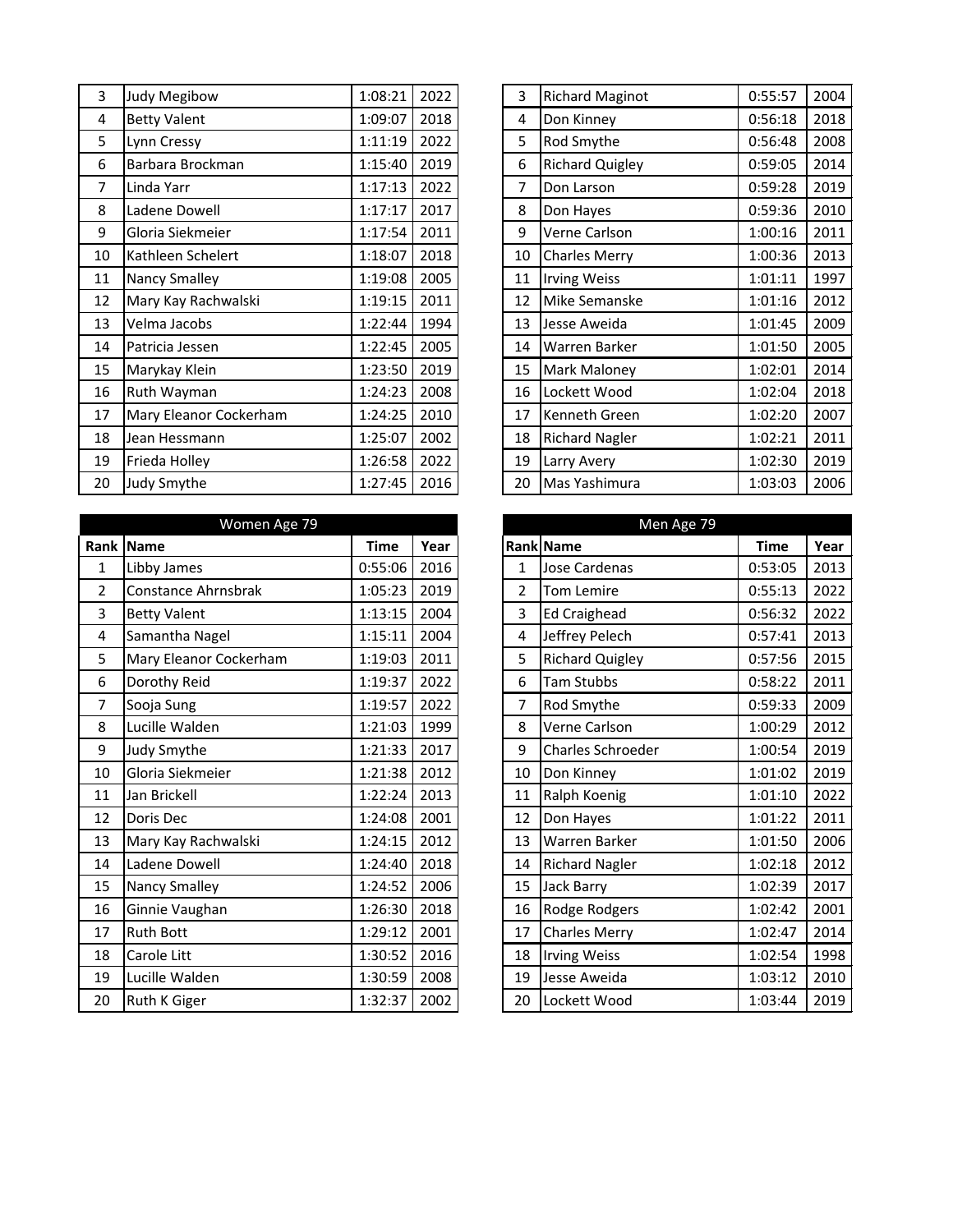| Rank | Name | Time | Year |
|---|---|---|---|
| 3 | Judy Megibow | 1:08:21 | 2022 |
| 4 | Betty Valent | 1:09:07 | 2018 |
| 5 | Lynn Cressy | 1:11:19 | 2022 |
| 6 | Barbara Brockman | 1:15:40 | 2019 |
| 7 | Linda Yarr | 1:17:13 | 2022 |
| 8 | Ladene Dowell | 1:17:17 | 2017 |
| 9 | Gloria Siekmeier | 1:17:54 | 2011 |
| 10 | Kathleen Schelert | 1:18:07 | 2018 |
| 11 | Nancy Smalley | 1:19:08 | 2005 |
| 12 | Mary Kay Rachwalski | 1:19:15 | 2011 |
| 13 | Velma Jacobs | 1:22:44 | 1994 |
| 14 | Patricia Jessen | 1:22:45 | 2005 |
| 15 | Marykay Klein | 1:23:50 | 2019 |
| 16 | Ruth Wayman | 1:24:23 | 2008 |
| 17 | Mary Eleanor Cockerham | 1:24:25 | 2010 |
| 18 | Jean Hessmann | 1:25:07 | 2002 |
| 19 | Frieda Holley | 1:26:58 | 2022 |
| 20 | Judy Smythe | 1:27:45 | 2016 |

| Rank | Name | Time | Year |
|---|---|---|---|
| 3 | Richard Maginot | 0:55:57 | 2004 |
| 4 | Don Kinney | 0:56:18 | 2018 |
| 5 | Rod Smythe | 0:56:48 | 2008 |
| 6 | Richard Quigley | 0:59:05 | 2014 |
| 7 | Don Larson | 0:59:28 | 2019 |
| 8 | Don Hayes | 0:59:36 | 2010 |
| 9 | Verne Carlson | 1:00:16 | 2011 |
| 10 | Charles Merry | 1:00:36 | 2013 |
| 11 | Irving Weiss | 1:01:11 | 1997 |
| 12 | Mike Semanske | 1:01:16 | 2012 |
| 13 | Jesse Aweida | 1:01:45 | 2009 |
| 14 | Warren Barker | 1:01:50 | 2005 |
| 15 | Mark Maloney | 1:02:01 | 2014 |
| 16 | Lockett Wood | 1:02:04 | 2018 |
| 17 | Kenneth Green | 1:02:20 | 2007 |
| 18 | Richard Nagler | 1:02:21 | 2011 |
| 19 | Larry Avery | 1:02:30 | 2019 |
| 20 | Mas Yashimura | 1:03:03 | 2006 |

## Women Age 79

| Rank | Name | Time | Year |
|---|---|---|---|
| 1 | Libby James | 0:55:06 | 2016 |
| 2 | Constance Ahrnsbrak | 1:05:23 | 2019 |
| 3 | Betty Valent | 1:13:15 | 2004 |
| 4 | Samantha Nagel | 1:15:11 | 2004 |
| 5 | Mary Eleanor Cockerham | 1:19:03 | 2011 |
| 6 | Dorothy Reid | 1:19:37 | 2022 |
| 7 | Sooja Sung | 1:19:57 | 2022 |
| 8 | Lucille Walden | 1:21:03 | 1999 |
| 9 | Judy Smythe | 1:21:33 | 2017 |
| 10 | Gloria Siekmeier | 1:21:38 | 2012 |
| 11 | Jan Brickell | 1:22:24 | 2013 |
| 12 | Doris Dec | 1:24:08 | 2001 |
| 13 | Mary Kay Rachwalski | 1:24:15 | 2012 |
| 14 | Ladene Dowell | 1:24:40 | 2018 |
| 15 | Nancy Smalley | 1:24:52 | 2006 |
| 16 | Ginnie Vaughan | 1:26:30 | 2018 |
| 17 | Ruth Bott | 1:29:12 | 2001 |
| 18 | Carole Litt | 1:30:52 | 2016 |
| 19 | Lucille Walden | 1:30:59 | 2008 |
| 20 | Ruth K Giger | 1:32:37 | 2002 |

## Men Age 79

| Rank | Name | Time | Year |
|---|---|---|---|
| 1 | Jose Cardenas | 0:53:05 | 2013 |
| 2 | Tom Lemire | 0:55:13 | 2022 |
| 3 | Ed Craighead | 0:56:32 | 2022 |
| 4 | Jeffrey Pelech | 0:57:41 | 2013 |
| 5 | Richard Quigley | 0:57:56 | 2015 |
| 6 | Tam Stubbs | 0:58:22 | 2011 |
| 7 | Rod Smythe | 0:59:33 | 2009 |
| 8 | Verne Carlson | 1:00:29 | 2012 |
| 9 | Charles Schroeder | 1:00:54 | 2019 |
| 10 | Don Kinney | 1:01:02 | 2019 |
| 11 | Ralph Koenig | 1:01:10 | 2022 |
| 12 | Don Hayes | 1:01:22 | 2011 |
| 13 | Warren Barker | 1:01:50 | 2006 |
| 14 | Richard Nagler | 1:02:18 | 2012 |
| 15 | Jack Barry | 1:02:39 | 2017 |
| 16 | Rodge Rodgers | 1:02:42 | 2001 |
| 17 | Charles Merry | 1:02:47 | 2014 |
| 18 | Irving Weiss | 1:02:54 | 1998 |
| 19 | Jesse Aweida | 1:03:12 | 2010 |
| 20 | Lockett Wood | 1:03:44 | 2019 |